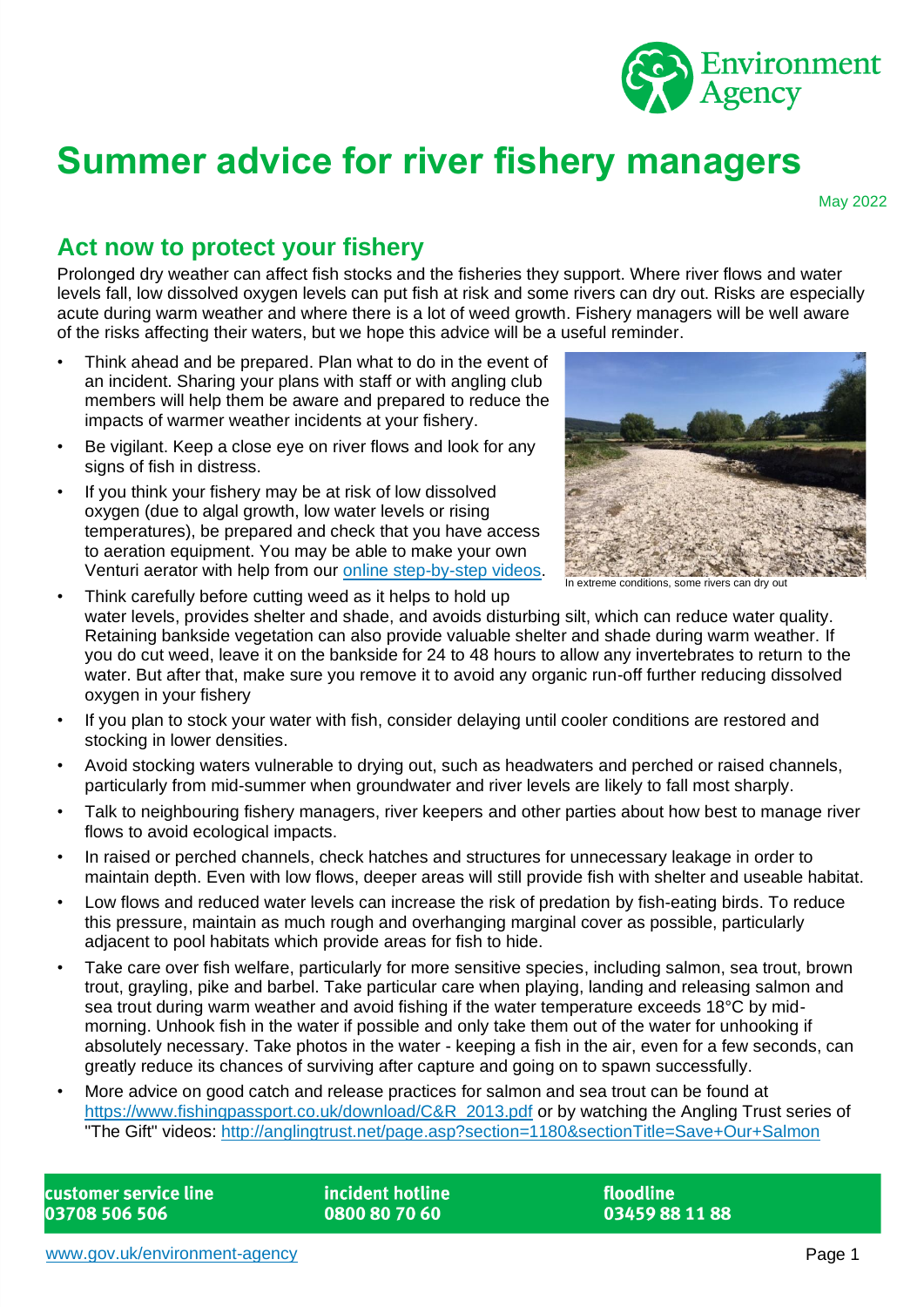# Summer advice for river fishery managers

May 2022

## Act now to protect your fishery

Prolonged dry weather can affect fish stocks and the fisheries they support. Where river flows and water levels fall, low dissolved oxygen levels can put fish at risk and some rivers can dry out. Risks are especially acute during warm weather and where there is a lot of weed growth. Fishery managers will be well aware of the risks affecting their waters, but we hope this advice will be a useful reminder.

- Think ahead and be prepared. Plan what to do in the event of an incident. Sharing your plans with staff or with angling club members will help them be aware and prepared to reduce the impacts of warmer weather incidents at your fishery.
- Be vigilant. Keep a close eye on river flows and look for any signs of fish in distress.
- If you think your fishery may be at risk of low dissolved oxygen (due to algal growth, low water levels or rising temperatures), be prepared and check that you have access to aeration equipment. You may be able to make your own Venturi aerator with help from our online step-by-step videos.
- Think carefully before cutting weed as it helps to hold up water levels, provides shelter and shade, and avoids disturbing silt, which can reduce water quality. Retaining bankside vegetation can also provide valuable shelter and shade during warm weather. If you do cut weed, leave it on the bankside for 24 to 48 hours to allow any invertebrates to return to the water. But after that, make sure you remove it to avoid any organic run-off further reducing dissolved oxygen in your fishery
- If you plan to stock your water with fish, consider delaying until cooler conditions are restored and stocking in lower densities.
- Avoid stocking waters vulnerable to drying out, such as headwaters and perched or raised channels, particularly from mid-summer when groundwater and river levels are likely to fall most sharply.
- Talk to neighbouring fishery managers, river keepers and other parties about how best to manage river flows to avoid ecological impacts.
- In raised or perched channels, check hatches and structures for unnecessary leakage in order to maintain depth. Even with low flows, deeper areas will still provide fish with shelter and useable habitat.
- Low flows and reduced water levels can increase the risk of predation by fish-eating birds. To reduce this pressure, maintain as much rough and overhanging marginal cover as possible, particularly adjacent to pool habitats which provide areas for fish to hide.
- Take care over fish welfare, particularly for more sensitive species, including salmon, sea trout, brown trout, grayling, pike and barbel. Take particular care when playing, landing and releasing salmon and sea trout during warm weather and avoid fishing if the water temperature exceeds 18°C by mid-morning. Unhook fish in the water if possible and only take them out of the water for unhooking if absolutely necessary. Take photos in the water - keeping a fish in the air, even for a few seconds, can greatly reduce its chances of surviving after capture and going on to spawn successfully.
- More advice on good catch and release practices for salmon and sea trout can be found at https://www.fishingpassport.co.uk/download/C&R_2013.pdf or by watching the Angling Trust series of "The Gift" videos: http://anglingtrust.net/page.asp?section=1180&sectionTitle=Save+Our+Salmon

In extreme conditions, some rivers can dry out

**customer service line** 03708 506 506

**incident hotline** 0800 80 70 60

**floodline** 03459 88 11 88

www.gov.uk/environment-agency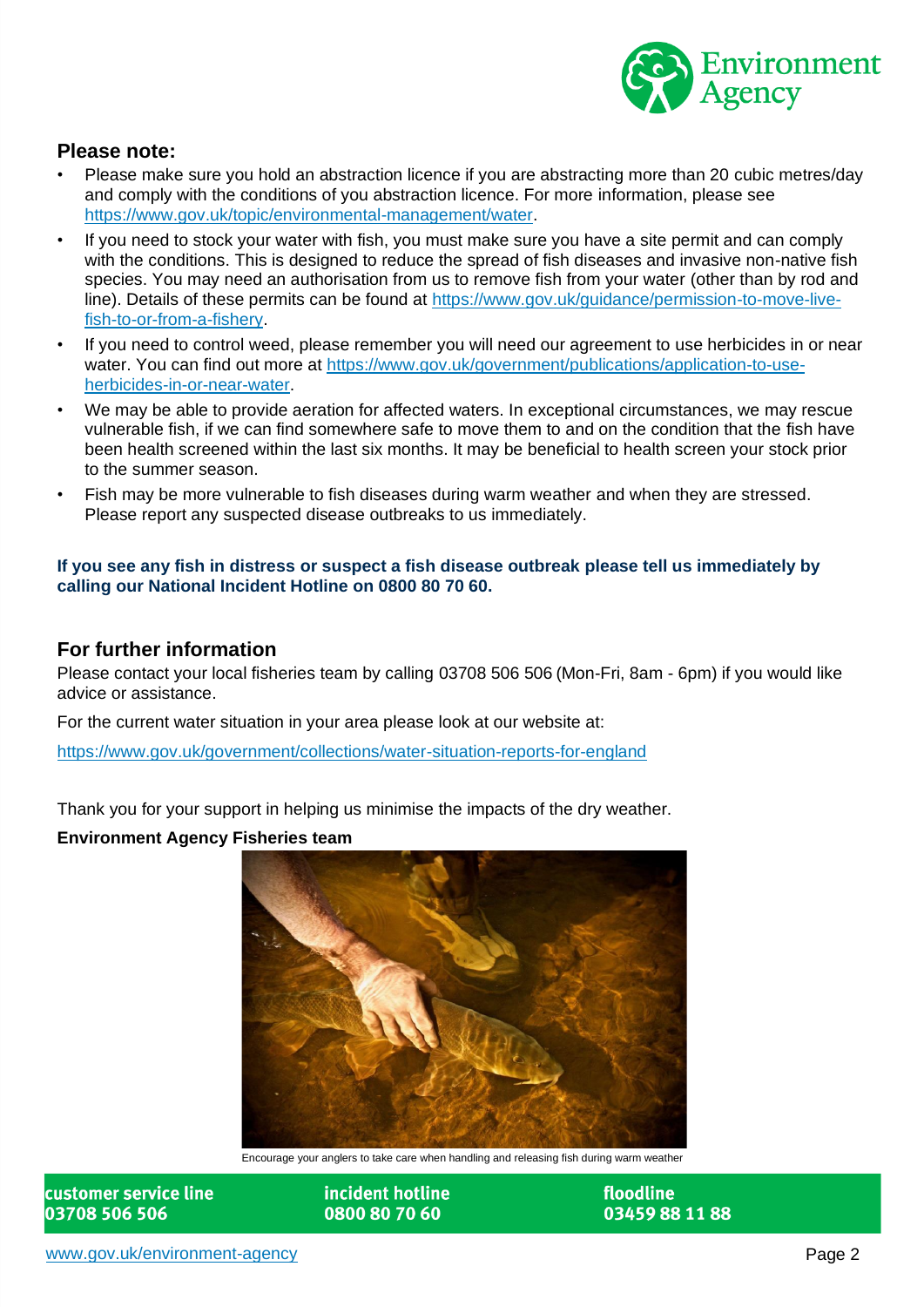## Please note:

- Please make sure you hold an abstraction licence if you are abstracting more than 20 cubic metres/day and comply with the conditions of you abstraction licence. For more information, please see https://www.gov.uk/topic/environmental-management/water.
- If you need to stock your water with fish, you must make sure you have a site permit and can comply with the conditions. This is designed to reduce the spread of fish diseases and invasive non-native fish species. You may need an authorisation from us to remove fish from your water (other than by rod and line). Details of these permits can be found at https://www.gov.uk/guidance/permission-to-move-live-fish-to-or-from-a-fishery.
- If you need to control weed, please remember you will need our agreement to use herbicides in or near water. You can find out more at https://www.gov.uk/government/publications/application-to-use-herbicides-in-or-near-water.
- We may be able to provide aeration for affected waters. In exceptional circumstances, we may rescue vulnerable fish, if we can find somewhere safe to move them to and on the condition that the fish have been health screened within the last six months. It may be beneficial to health screen your stock prior to the summer season.
- Fish may be more vulnerable to fish diseases during warm weather and when they are stressed. Please report any suspected disease outbreaks to us immediately.

**If you see any fish in distress or suspect a fish disease outbreak please tell us immediately by calling our National Incident Hotline on 0800 80 70 60.**

## For further information

Please contact your local fisheries team by calling 03708 506 506 (Mon-Fri, 8am - 6pm) if you would like advice or assistance.

For the current water situation in your area please look at our website at:

https://www.gov.uk/government/collections/water-situation-reports-for-england

Thank you for your support in helping us minimise the impacts of the dry weather.

**Environment Agency Fisheries team**

Encourage your anglers to take care when handling and releasing fish during warm weather

**customer service line**
**03708 506 506**

**incident hotline**
**0800 80 70 60**

**floodline**
**03459 88 11 88**

www.gov.uk/environment-agency